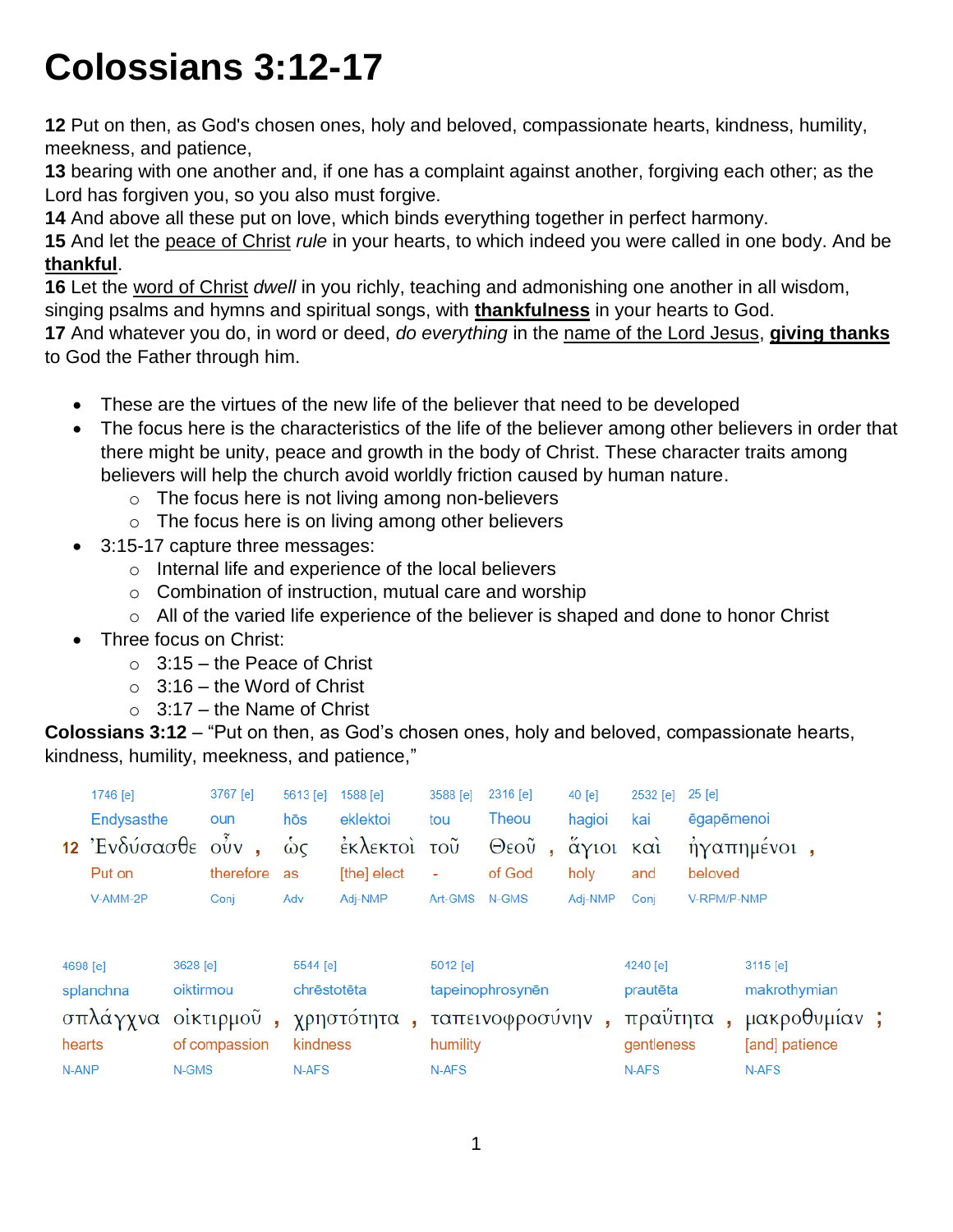# Colossians 3:12-17

**12** Put on then, as God's chosen ones, holy and beloved, compassionate hearts, kindness, humility, meekness, and patience,
**13** bearing with one another and, if one has a complaint against another, forgiving each other; as the Lord has forgiven you, so you also must forgive.
**14** And above all these put on love, which binds everything together in perfect harmony.
**15** And let the <u>peace of Christ</u> *rule* in your hearts, to which indeed you were called in one body. And be **<u>thankful</u>**.
**16** Let the <u>word of Christ</u> *dwell* in you richly, teaching and admonishing one another in all wisdom, singing psalms and hymns and spiritual songs, with **<u>thankfulness</u>** in your hearts to God.
**17** And whatever you do, in word or deed, *do everything* in the <u>name of the Lord Jesus</u>, **<u>giving thanks</u>** to God the Father through him.

- These are the virtues of the new life of the believer that need to be developed
- The focus here is the characteristics of the life of the believer among other believers in order that there might be unity, peace and growth in the body of Christ. These character traits among believers will help the church avoid worldly friction caused by human nature.
  - The focus here is not living among non-believers
  - The focus here is on living among other believers
- 3:15-17 capture three messages:
  - Internal life and experience of the local believers
  - Combination of instruction, mutual care and worship
  - All of the varied life experience of the believer is shaped and done to honor Christ
- Three focus on Christ:
  - 3:15 – the Peace of Christ
  - 3:16 – the Word of Christ
  - 3:17 – the Name of Christ

**Colossians 3:12** – "Put on then, as God's chosen ones, holy and beloved, compassionate hearts, kindness, humility, meekness, and patience,"

| | 1746 [e] | 3767 [e] | 5613 [e] | 1588 [e] | 3588 [e] | 2316 [e] | 40 [e] | 2532 [e] | 25 [e] |
|---|---|---|---|---|---|---|---|---|---|
| | Endysasthe | oun | hōs | eklektoi | tou | Theou | hagioi | kai | ēgapēmenoi |
| 12 | Ἐνδύσασθε | οὖν , | ὡς | ἐκλεκτοὶ | τοῦ | Θεοῦ , | ἅγιοι | καὶ | ἠγαπημένοι , |
| | Put on | therefore | as | [the] elect | - | of God | holy | and | beloved |
| | V-AMM-2P | Conj | Adv | Adj-NMP | Art-GMS | N-GMS | Adj-NMP | Conj | V-RPM/P-NMP |

| 4698 [e] | 3628 [e] | 5544 [e] | 5012 [e] | 4240 [e] | 3115 [e] |
|---|---|---|---|---|---|
| splanchna | oiktirmou | chrēstotēta | tapeinophrosynēn | prautēta | makrothymian |
| σπλάγχνα | οἰκτιρμοῦ , | χρηστότητα , | ταπεινοφροσύνην , | πραΰτητα , | μακροθυμίαν ; |
| hearts | of compassion | kindness | humility | gentleness | [and] patience |
| N-ANP | N-GMS | N-AFS | N-AFS | N-AFS | N-AFS |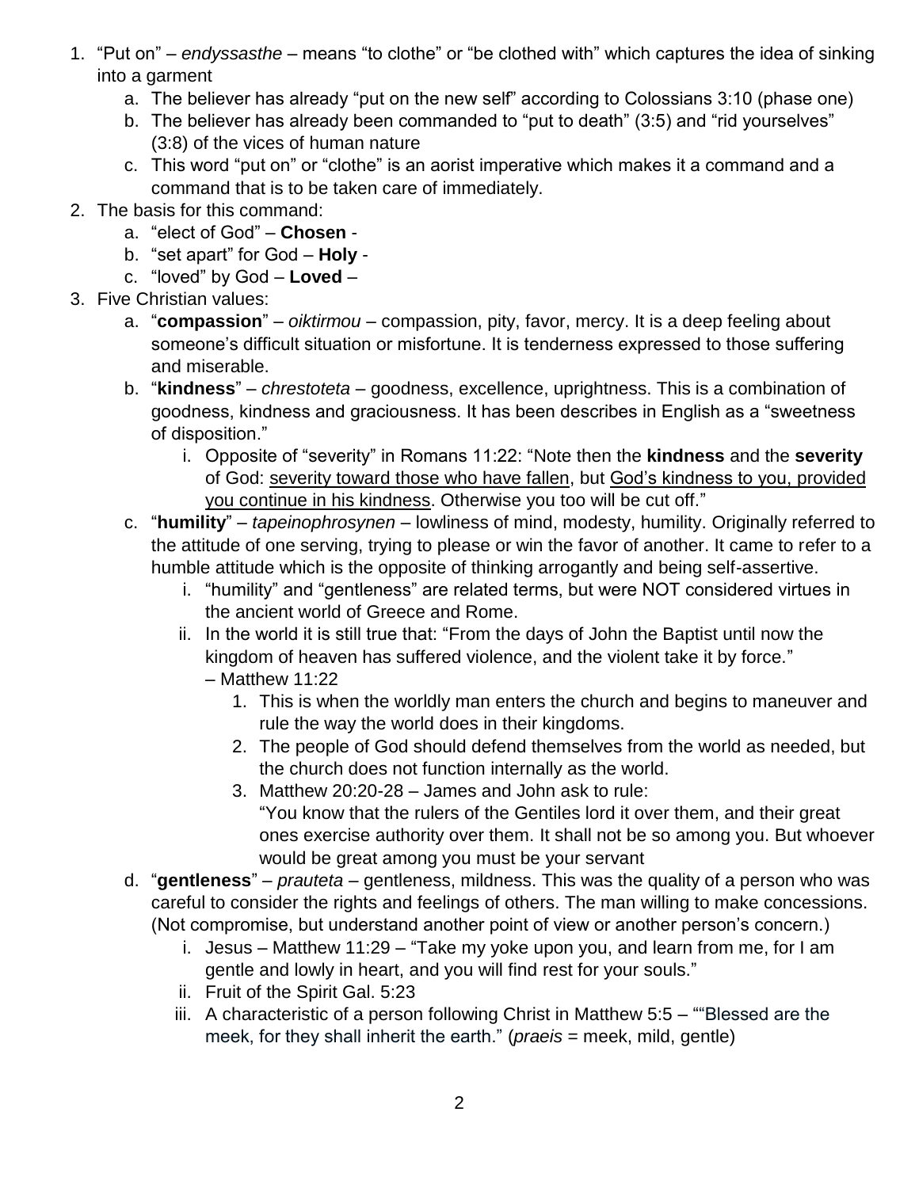1. "Put on" – *endyssasthe* – means "to clothe" or "be clothed with" which captures the idea of sinking into a garment
    a. The believer has already "put on the new self" according to Colossians 3:10 (phase one)
    b. The believer has already been commanded to "put to death" (3:5) and "rid yourselves" (3:8) of the vices of human nature
    c. This word "put on" or "clothe" is an aorist imperative which makes it a command and a command that is to be taken care of immediately.
2. The basis for this command:
    a. "elect of God" – **Chosen** -
    b. "set apart" for God – **Holy** -
    c. "loved" by God – **Loved** –
3. Five Christian values:
    a. "**compassion**" – *oiktirmou* – compassion, pity, favor, mercy. It is a deep feeling about someone's difficult situation or misfortune. It is tenderness expressed to those suffering and miserable.
    b. "**kindness**" – *chrestoteta* – goodness, excellence, uprightness. This is a combination of goodness, kindness and graciousness. It has been describes in English as a "sweetness of disposition."
        i. Opposite of "severity" in Romans 11:22: "Note then the **kindness** and the **severity** of God: <u>severity toward those who have fallen</u>, but <u>God's kindness to you, provided you continue in his kindness</u>. Otherwise you too will be cut off."
    c. "**humility**" – *tapeinophrosynen* – lowliness of mind, modesty, humility. Originally referred to the attitude of one serving, trying to please or win the favor of another. It came to refer to a humble attitude which is the opposite of thinking arrogantly and being self-assertive.
        i. "humility" and "gentleness" are related terms, but were NOT considered virtues in the ancient world of Greece and Rome.
        ii. In the world it is still true that: "From the days of John the Baptist until now the kingdom of heaven has suffered violence, and the violent take it by force." – Matthew 11:22
            1. This is when the worldly man enters the church and begins to maneuver and rule the way the world does in their kingdoms.
            2. The people of God should defend themselves from the world as needed, but the church does not function internally as the world.
            3. Matthew 20:20-28 – James and John ask to rule: "You know that the rulers of the Gentiles lord it over them, and their great ones exercise authority over them. It shall not be so among you. But whoever would be great among you must be your servant
    d. "**gentleness**" – *prauteta* – gentleness, mildness. This was the quality of a person who was careful to consider the rights and feelings of others. The man willing to make concessions. (Not compromise, but understand another point of view or another person's concern.)
        i. Jesus – Matthew 11:29 – "Take my yoke upon you, and learn from me, for I am gentle and lowly in heart, and you will find rest for your souls."
        ii. Fruit of the Spirit Gal. 5:23
        iii. A characteristic of a person following Christ in Matthew 5:5 – ""Blessed are the meek, for they shall inherit the earth." (*praeis* = meek, mild, gentle)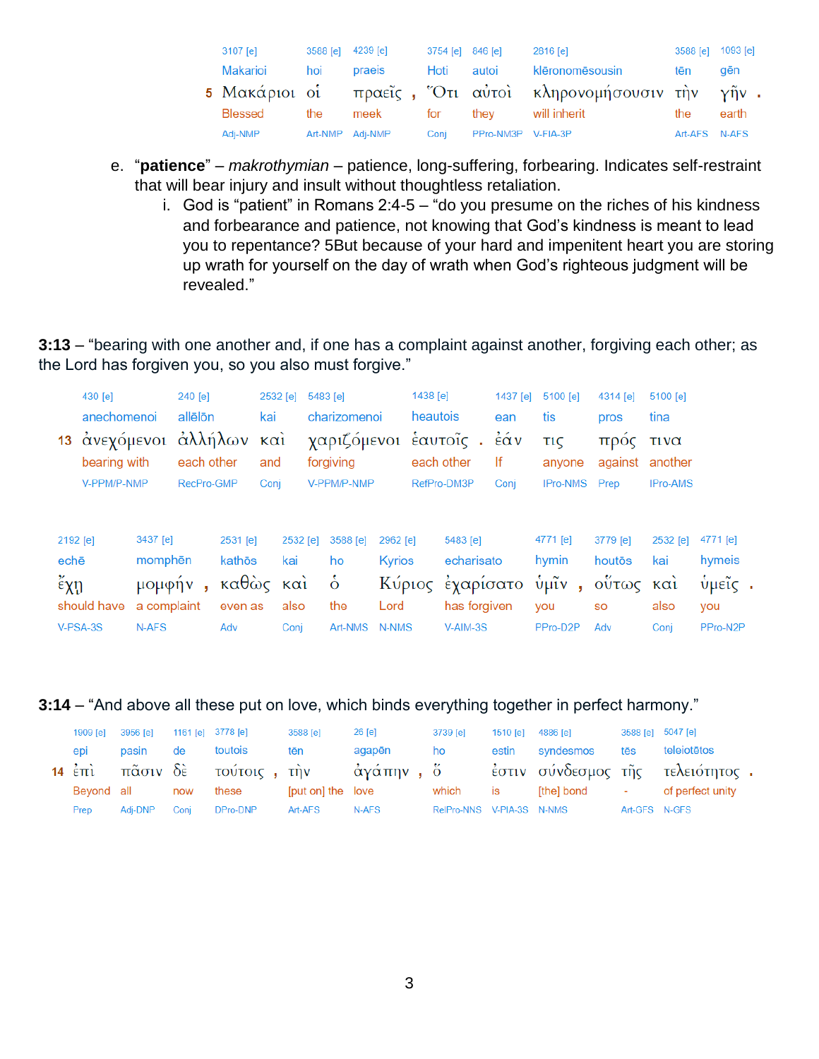| 5 | 3107 [e] | 3588 [e] | 4239 [e] | | 3754 [e] | 846 [e] | 2816 [e] | 3588 [e] | 1093 [e] | |
|---|---|---|---|---|---|---|---|---|---|---|
| | Makarioi | hoi | praeis | | Hoti | autoi | klēronomēsousin | tēn | gēn | |
| | Μακάριοι | οἱ | πραεῖς | , | Ὅτι | αὐτοὶ | κληρονομήσουσιν | τὴν | γῆν | . |
| | Blessed | the | meek | | for | they | will inherit | the | earth | |
| | Adj-NMP | Art-NMP | Adj-NMP | | Conj | PPro-NM3P | V-FIA-3P | Art-AFS | N-AFS | |

e. "**patience**" – *makrothymian* – patience, long-suffering, forbearing. Indicates self-restraint that will bear injury and insult without thoughtless retaliation.

   i. God is "patient" in Romans 2:4-5 – "do you presume on the riches of his kindness and forbearance and patience, not knowing that God's kindness is meant to lead you to repentance? 5But because of your hard and impenitent heart you are storing up wrath for yourself on the day of wrath when God's righteous judgment will be revealed."

**3:13** – "bearing with one another and, if one has a complaint against another, forgiving each other; as the Lord has forgiven you, so you also must forgive."

| 13 | 430 [e] | 240 [e] | 2532 [e] | 5483 [e] | 1438 [e] | | 1437 [e] | 5100 [e] | 4314 [e] | 5100 [e] |
|---|---|---|---|---|---|---|---|---|---|---|
| | anechomenoi | allēlōn | kai | charizomenoi | heautois | | ean | tis | pros | tina |
| | ἀνεχόμενοι | ἀλλήλων | καὶ | χαριζόμενοι | ἑαυτοῖς | . | ἐάν | τις | πρός | τινα |
| | bearing with | each other | and | forgiving | each other | | If | anyone | against | another |
| | V-PPM/P-NMP | RecPro-GMP | Conj | V-PPM/P-NMP | RefPro-DM3P | | Conj | IPro-NMS | Prep | IPro-AMS |

| 2192 [e] | 3437 [e] | | 2531 [e] | 2532 [e] | 3588 [e] | 2962 [e] | 5483 [e] | 4771 [e] | | 3779 [e] | 2532 [e] | 4771 [e] | |
|---|---|---|---|---|---|---|---|---|---|---|---|---|---|
| echē | momphēn | | kathōs | kai | ho | Kyrios | echarisato | hymin | | houtōs | kai | hymeis | |
| ἔχῃ | μομφήν | , | καθὼς | καὶ | ὁ | Κύριος | ἐχαρίσατο | ὑμῖν | , | οὕτως | καὶ | ὑμεῖς | . |
| should have | a complaint | | even as | also | the | Lord | has forgiven | you | | so | also | you | |
| V-PSA-3S | N-AFS | | Adv | Conj | Art-NMS | N-NMS | V-AIM-3S | PPro-D2P | | Adv | Conj | PPro-N2P | |

**3:14** – "And above all these put on love, which binds everything together in perfect harmony."

| 14 | 1909 [e] | 3956 [e] | 1161 [e] | 3778 [e] | | 3588 [e] | 26 [e] | | 3739 [e] | 1510 [e] | 4886 [e] | 3588 [e] | 5047 [e] | |
|---|---|---|---|---|---|---|---|---|---|---|---|---|---|---|
| | epi | pasin | de | toutois | | tēn | agapēn | | ho | estin | syndesmos | tēs | teleiotētos | |
| | ἐπὶ | πᾶσιν | δὲ | τούτοις | , | τὴν | ἀγάπην | , | ὅ | ἐστιν | σύνδεσμος | τῆς | τελειότητος | . |
| | Beyond | all | now | these | | [put on] the | love | | which | is | [the] bond | - | of perfect unity | |
| | Prep | Adj-DNP | Conj | DPro-DNP | | Art-AFS | N-AFS | | RelPro-NNS | V-PIA-3S | N-NMS | Art-GFS | N-GFS | |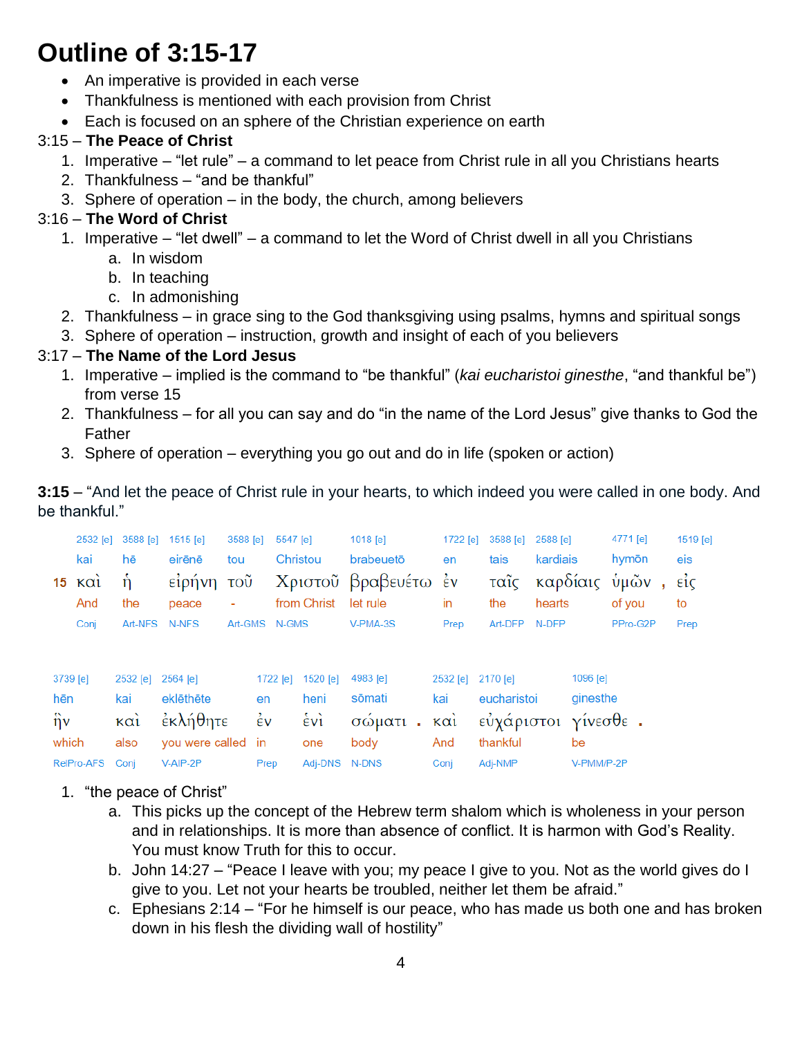# Outline of 3:15-17

- An imperative is provided in each verse
- Thankfulness is mentioned with each provision from Christ
- Each is focused on an sphere of the Christian experience on earth

3:15 – **The Peace of Christ**

1. Imperative – "let rule" – a command to let peace from Christ rule in all you Christians hearts
2. Thankfulness – "and be thankful"
3. Sphere of operation – in the body, the church, among believers

3:16 – **The Word of Christ**

1. Imperative – "let dwell" – a command to let the Word of Christ dwell in all you Christians
   a. In wisdom
   b. In teaching
   c. In admonishing
2. Thankfulness – in grace sing to the God thanksgiving using psalms, hymns and spiritual songs
3. Sphere of operation – instruction, growth and insight of each of you believers

3:17 – **The Name of the Lord Jesus**

1. Imperative – implied is the command to "be thankful" (*kai eucharistoi ginesthe*, "and thankful be") from verse 15
2. Thankfulness – for all you can say and do "in the name of the Lord Jesus" give thanks to God the Father
3. Sphere of operation – everything you go out and do in life (spoken or action)

**3:15** – "And let the peace of Christ rule in your hearts, to which indeed you were called in one body. And be thankful."

| 2532 [e] | 3588 [e] | 1515 [e] | 3588 [e] | 5547 [e] | 1018 [e] | 1722 [e] | 3588 [e] | 2588 [e] | 4771 [e] | 1519 [e] |
|---|---|---|---|---|---|---|---|---|---|---|
| kai | hē | eirēnē | tou | Christou | brabeuetō | en | tais | kardiais | hymōn | eis |
| **15** καὶ | ἡ | εἰρήνη | τοῦ | Χριστοῦ | βραβευέτω | ἐν | ταῖς | καρδίαις | ὑμῶν , | εἰς |
| And | the | peace | - | from Christ | let rule | in | the | hearts | of you | to |
| Conj | Art-NFS | N-NFS | Art-GMS | N-GMS | V-PMA-3S | Prep | Art-DFP | N-DFP | PPro-G2P | Prep |

| 3739 [e] | 2532 [e] | 2564 [e] | 1722 [e] | 1520 [e] | 4983 [e] | 2532 [e] | 2170 [e] | 1096 [e] |
|---|---|---|---|---|---|---|---|---|
| hēn | kai | eklēthēte | en | heni | sōmati | kai | eucharistoi | ginesthe |
| ἣν | καὶ | ἐκλήθητε | ἐν | ἑνὶ | σώματι . | καὶ | εὐχάριστοι | γίνεσθε . |
| which | also | you were called | in | one | body | And | thankful | be |
| RelPro-AFS | Conj | V-AIP-2P | Prep | Adj-DNS | N-DNS | Conj | Adj-NMP | V-PMM/P-2P |

1. "the peace of Christ"
   a. This picks up the concept of the Hebrew term shalom which is wholeness in your person and in relationships. It is more than absence of conflict. It is harmon with God's Reality. You must know Truth for this to occur.
   b. John 14:27 – "Peace I leave with you; my peace I give to you. Not as the world gives do I give to you. Let not your hearts be troubled, neither let them be afraid."
   c. Ephesians 2:14 – "For he himself is our peace, who has made us both one and has broken down in his flesh the dividing wall of hostility"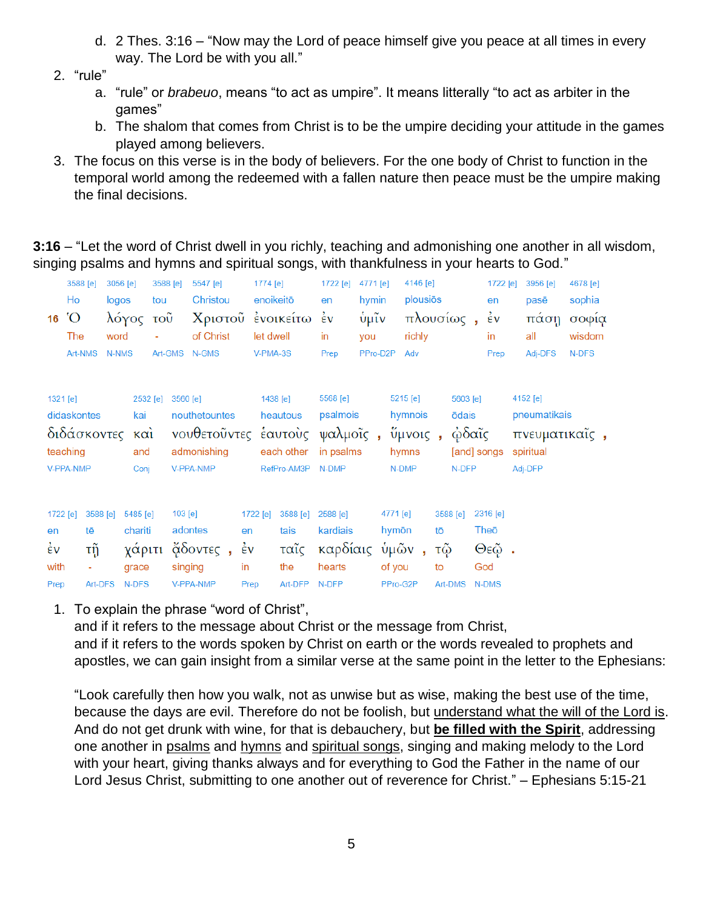d. 2 Thes. 3:16 – "Now may the Lord of peace himself give you peace at all times in every way. The Lord be with you all."

2. "rule"
   a. "rule" or *brabeuo*, means "to act as umpire". It means litterally "to act as arbiter in the games"
   b. The shalom that comes from Christ is to be the umpire deciding your attitude in the games played among believers.

3. The focus on this verse is in the body of believers. For the one body of Christ to function in the temporal world among the redeemed with a fallen nature then peace must be the umpire making the final decisions.

**3:16** – "Let the word of Christ dwell in you richly, teaching and admonishing one another in all wisdom, singing psalms and hymns and spiritual songs, with thankfulness in your hearts to God."

| 16 | 3588 [e] | 3056 [e] | 3588 [e] | 5547 [e] | 1774 [e] | 1722 [e] | 4771 [e] | 4146 [e] | | 1722 [e] | 3956 [e] | 4678 [e] |
|---|---|---|---|---|---|---|---|---|---|---|---|---|
| | Ho | logos | tou | Christou | enoikeitō | en | hymin | plousiōs | | en | pasē | sophia |
| | Ὁ | λόγος | τοῦ | Χριστοῦ | ἐνοικείτω | ἐν | ὑμῖν | πλουσίως | , | ἐν | πάσῃ | σοφίᾳ |
| | The | word | - | of Christ | let dwell | in | you | richly | | in | all | wisdom |
| | Art-NMS | N-NMS | Art-GMS | N-GMS | V-PMA-3S | Prep | PPro-D2P | Adv | | Prep | Adj-DFS | N-DFS |

| 1321 [e] | 2532 [e] | 3560 [e] | 1438 [e] | 5568 [e] | | 5215 [e] | | 5603 [e] | 4152 [e] | |
|---|---|---|---|---|---|---|---|---|---|---|
| didaskontes | kai | nouthetountes | heautous | psalmois | | hymnois | | ōdais | pneumatikais | |
| διδάσκοντες | καὶ | νουθετοῦντες | ἑαυτοὺς | ψαλμοῖς | , | ὕμνοις | , | ᾠδαῖς | πνευματικαῖς | , |
| teaching | and | admonishing | each other | in psalms | | hymns | | [and] songs | spiritual | |
| V-PPA-NMP | Conj | V-PPA-NMP | RefPro-AM3P | N-DMP | | N-DMP | | N-DFP | Adj-DFP | |

| 1722 [e] | 3588 [e] | 5485 [e] | 103 [e] | | 1722 [e] | 3588 [e] | 2588 [e] | 4771 [e] | | 3588 [e] | 2316 [e] | |
|---|---|---|---|---|---|---|---|---|---|---|---|---|
| en | tē | chariti | adontes | | en | tais | kardiais | hymōn | | tō | Theō | |
| ἐν | τῇ | χάριτι | ᾄδοντες | , | ἐν | ταῖς | καρδίαις | ὑμῶν | , | τῷ | Θεῷ | . |
| with | - | grace | singing | | in | the | hearts | of you | | to | God | |
| Prep | Art-DFS | N-DFS | V-PPA-NMP | | Prep | Art-DFP | N-DFP | PPro-G2P | | Art-DMS | N-DMS | |

1. To explain the phrase "word of Christ",
   and if it refers to the message about Christ or the message from Christ,
   and if it refers to the words spoken by Christ on earth or the words revealed to prophets and apostles, we can gain insight from a similar verse at the same point in the letter to the Ephesians:

   "Look carefully then how you walk, not as unwise but as wise, making the best use of the time, because the days are evil. Therefore do not be foolish, but <u>understand what the will of the Lord is</u>. And do not get drunk with wine, for that is debauchery, but <u>**be filled with the Spirit**</u>, addressing one another in <u>psalms</u> and <u>hymns</u> and <u>spiritual songs</u>, singing and making melody to the Lord with your heart, giving thanks always and for everything to God the Father in the name of our Lord Jesus Christ, submitting to one another out of reverence for Christ." – Ephesians 5:15-21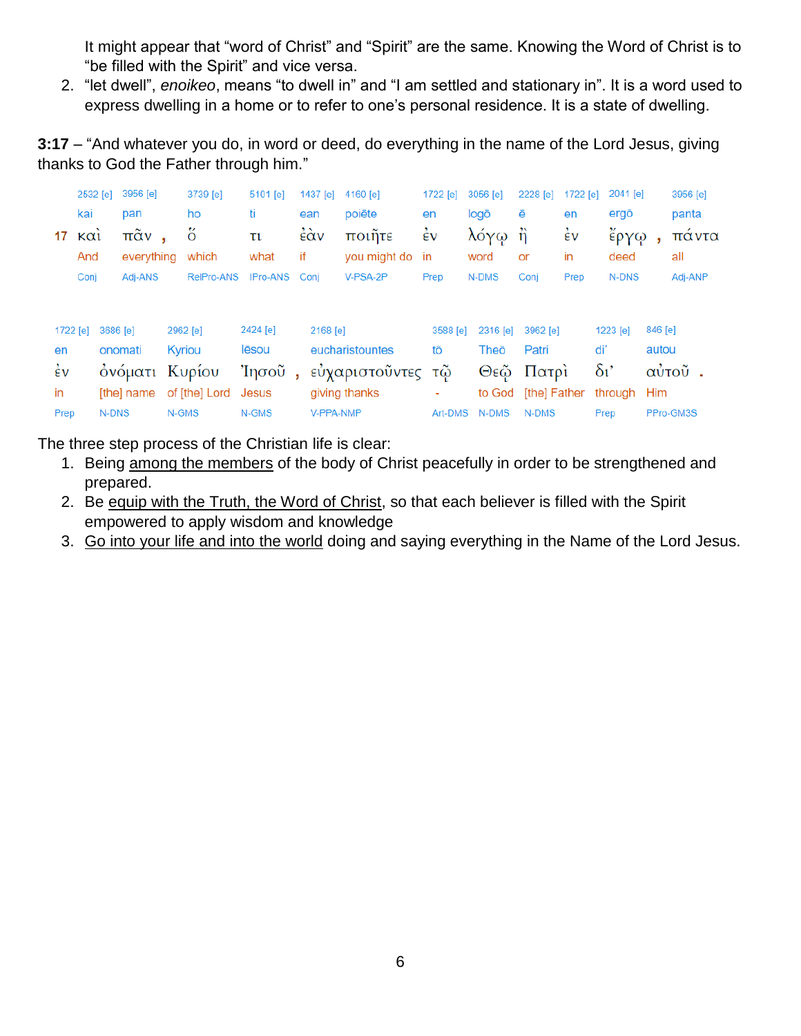It might appear that "word of Christ" and "Spirit" are the same. Knowing the Word of Christ is to "be filled with the Spirit" and vice versa.

2. "let dwell", *enoikeo*, means "to dwell in" and "I am settled and stationary in". It is a word used to express dwelling in a home or to refer to one's personal residence. It is a state of dwelling.

**3:17** – "And whatever you do, in word or deed, do everything in the name of the Lord Jesus, giving thanks to God the Father through him."

| | | | | | | | | | | | | |
|---|---|---|---|---|---|---|---|---|---|---|---|---|
| | 2532 [e] | 3956 [e] | 3739 [e] | 5101 [e] | 1437 [e] | 4160 [e] | 1722 [e] | 3056 [e] | 2228 [e] | 1722 [e] | 2041 [e] | 3956 [e] |
| | kai | pan | ho | ti | ean | poiēte | en | logō | ē | en | ergō | panta |
| 17 | καὶ | πᾶν , | ὅ | τι | ἐὰν | ποιῆτε | ἐν | λόγῳ | ἢ | ἐν | ἔργῳ , | πάντα |
| | And | everything | which | what | if | you might do | in | word | or | in | deed | all |
| | Conj | Adj-ANS | RelPro-ANS | IPro-ANS | Conj | V-PSA-2P | Prep | N-DMS | Conj | Prep | N-DNS | Adj-ANP |

| | | | | | | | | | |
|---|---|---|---|---|---|---|---|---|---|
| 1722 [e] | 3686 [e] | 2962 [e] | 2424 [e] | 2168 [e] | 3588 [e] | 2316 [e] | 3962 [e] | 1223 [e] | 846 [e] |
| en | onomati | Kyriou | Iēsou | eucharistountes | tō | Theō | Patri | di’ | autou |
| ἐν | ὀνόματι | Κυρίου | Ἰησοῦ , | εὐχαριστοῦντες | τῷ | Θεῷ | Πατρὶ | δι’ | αὐτοῦ . |
| in | [the] name | of [the] Lord | Jesus | giving thanks | - | to God | [the] Father | through | Him |
| Prep | N-DNS | N-GMS | N-GMS | V-PPA-NMP | Art-DMS | N-DMS | N-DMS | Prep | PPro-GM3S |

The three step process of the Christian life is clear:

1. Being <u>among the members</u> of the body of Christ peacefully in order to be strengthened and prepared.
2. Be <u>equip with the Truth, the Word of Christ</u>, so that each believer is filled with the Spirit empowered to apply wisdom and knowledge
3. <u>Go into your life and into the world</u> doing and saying everything in the Name of the Lord Jesus.